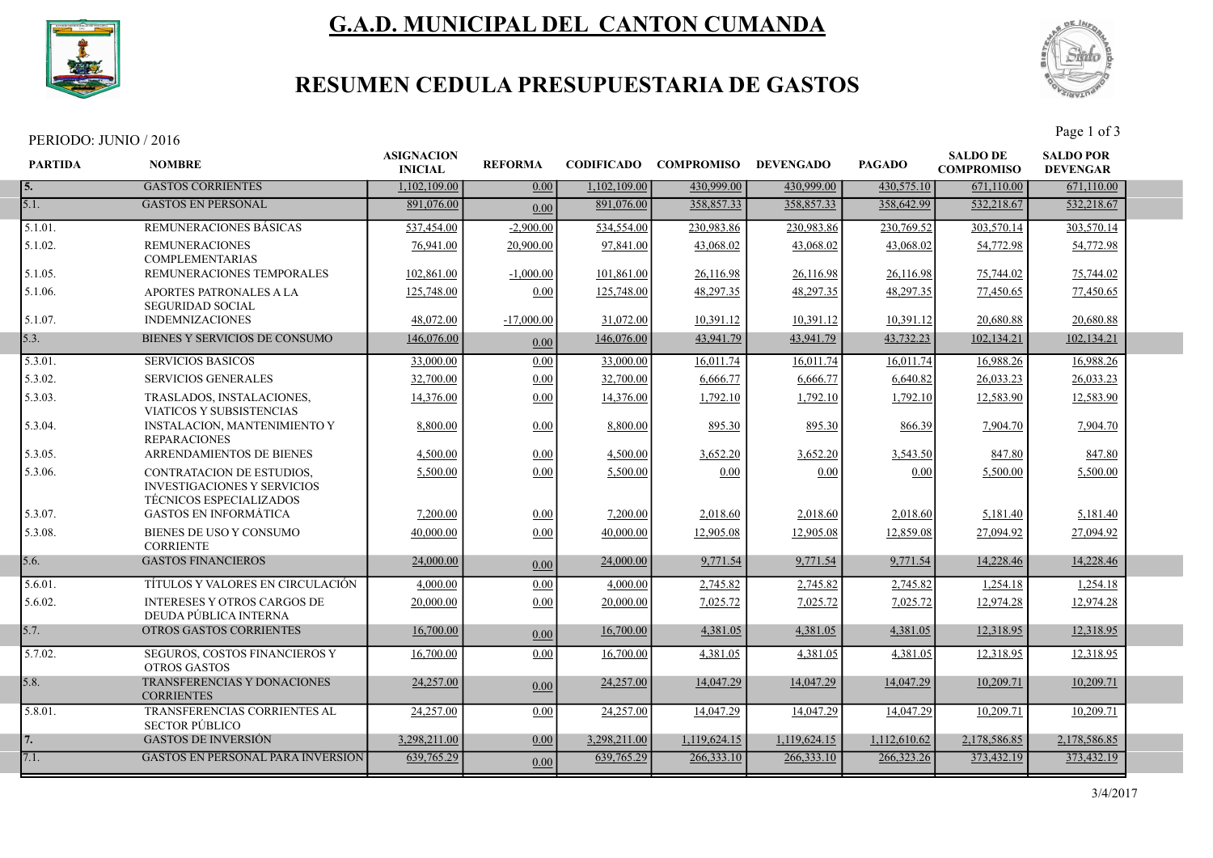# G.A.D. MUNICIPAL DEL CANTON CUMANDA

## RESUMEN CEDULA PRESUPUESTARIA DE GASTOS

PERIODO: JUNIO / 2016

| PARTIDA | NOMBRE | ASIGNACION INICIAL | REFORMA | CODIFICADO | COMPROMISO | DEVENGADO | PAGADO | SALDO DE COMPROMISO | SALDO POR DEVENGAR |
|---|---|---|---|---|---|---|---|---|---|
| 5. | GASTOS CORRIENTES | 1,102,109.00 | 0.00 | 1,102,109.00 | 430,999.00 | 430,999.00 | 430,575.10 | 671,110.00 | 671,110.00 |
| 5.1. | GASTOS EN PERSONAL | 891,076.00 | 0.00 | 891,076.00 | 358,857.33 | 358,857.33 | 358,642.99 | 532,218.67 | 532,218.67 |
| 5.1.01. | REMUNERACIONES BÁSICAS | 537,454.00 | -2,900.00 | 534,554.00 | 230,983.86 | 230,983.86 | 230,769.52 | 303,570.14 | 303,570.14 |
| 5.1.02. | REMUNERACIONES COMPLEMENTARIAS | 76,941.00 | 20,900.00 | 97,841.00 | 43,068.02 | 43,068.02 | 43,068.02 | 54,772.98 | 54,772.98 |
| 5.1.05. | REMUNERACIONES TEMPORALES | 102,861.00 | -1,000.00 | 101,861.00 | 26,116.98 | 26,116.98 | 26,116.98 | 75,744.02 | 75,744.02 |
| 5.1.06. | APORTES PATRONALES A LA SEGURIDAD SOCIAL | 125,748.00 | 0.00 | 125,748.00 | 48,297.35 | 48,297.35 | 48,297.35 | 77,450.65 | 77,450.65 |
| 5.1.07. | INDEMNIZACIONES | 48,072.00 | -17,000.00 | 31,072.00 | 10,391.12 | 10,391.12 | 10,391.12 | 20,680.88 | 20,680.88 |
| 5.3. | BIENES Y SERVICIOS DE CONSUMO | 146,076.00 | 0.00 | 146,076.00 | 43,941.79 | 43,941.79 | 43,732.23 | 102,134.21 | 102,134.21 |
| 5.3.01. | SERVICIOS BASICOS | 33,000.00 | 0.00 | 33,000.00 | 16,011.74 | 16,011.74 | 16,011.74 | 16,988.26 | 16,988.26 |
| 5.3.02. | SERVICIOS GENERALES | 32,700.00 | 0.00 | 32,700.00 | 6,666.77 | 6,666.77 | 6,640.82 | 26,033.23 | 26,033.23 |
| 5.3.03. | TRASLADOS, INSTALACIONES, VIATICOS Y SUBSISTENCIAS | 14,376.00 | 0.00 | 14,376.00 | 1,792.10 | 1,792.10 | 1,792.10 | 12,583.90 | 12,583.90 |
| 5.3.04. | INSTALACION, MANTENIMIENTO Y REPARACIONES | 8,800.00 | 0.00 | 8,800.00 | 895.30 | 895.30 | 866.39 | 7,904.70 | 7,904.70 |
| 5.3.05. | ARRENDAMIENTOS DE BIENES | 4,500.00 | 0.00 | 4,500.00 | 3,652.20 | 3,652.20 | 3,543.50 | 847.80 | 847.80 |
| 5.3.06. | CONTRATACION DE ESTUDIOS, INVESTIGACIONES Y SERVICIOS TÉCNICOS ESPECIALIZADOS | 5,500.00 | 0.00 | 5,500.00 | 0.00 | 0.00 | 0.00 | 5,500.00 | 5,500.00 |
| 5.3.07. | GASTOS EN INFORMÁTICA | 7,200.00 | 0.00 | 7,200.00 | 2,018.60 | 2,018.60 | 2,018.60 | 5,181.40 | 5,181.40 |
| 5.3.08. | BIENES DE USO Y CONSUMO CORRIENTE | 40,000.00 | 0.00 | 40,000.00 | 12,905.08 | 12,905.08 | 12,859.08 | 27,094.92 | 27,094.92 |
| 5.6. | GASTOS FINANCIEROS | 24,000.00 | 0.00 | 24,000.00 | 9,771.54 | 9,771.54 | 9,771.54 | 14,228.46 | 14,228.46 |
| 5.6.01. | TÍTULOS Y VALORES EN CIRCULACIÓN | 4,000.00 | 0.00 | 4,000.00 | 2,745.82 | 2,745.82 | 2,745.82 | 1,254.18 | 1,254.18 |
| 5.6.02. | INTERESES Y OTROS CARGOS DE DEUDA PÚBLICA INTERNA | 20,000.00 | 0.00 | 20,000.00 | 7,025.72 | 7,025.72 | 7,025.72 | 12,974.28 | 12,974.28 |
| 5.7. | OTROS GASTOS CORRIENTES | 16,700.00 | 0.00 | 16,700.00 | 4,381.05 | 4,381.05 | 4,381.05 | 12,318.95 | 12,318.95 |
| 5.7.02. | SEGUROS, COSTOS FINANCIEROS Y OTROS GASTOS | 16,700.00 | 0.00 | 16,700.00 | 4,381.05 | 4,381.05 | 4,381.05 | 12,318.95 | 12,318.95 |
| 5.8. | TRANSFERENCIAS Y DONACIONES CORRIENTES | 24,257.00 | 0.00 | 24,257.00 | 14,047.29 | 14,047.29 | 14,047.29 | 10,209.71 | 10,209.71 |
| 5.8.01. | TRANSFERENCIAS CORRIENTES AL SECTOR PÚBLICO | 24,257.00 | 0.00 | 24,257.00 | 14,047.29 | 14,047.29 | 14,047.29 | 10,209.71 | 10,209.71 |
| 7. | GASTOS DE INVERSIÓN | 3,298,211.00 | 0.00 | 3,298,211.00 | 1,119,624.15 | 1,119,624.15 | 1,112,610.62 | 2,178,586.85 | 2,178,586.85 |
| 7.1. | GASTOS EN PERSONAL PARA INVERSION | 639,765.29 | 0.00 | 639,765.29 | 266,333.10 | 266,333.10 | 266,323.26 | 373,432.19 | 373,432.19 |

3/4/2017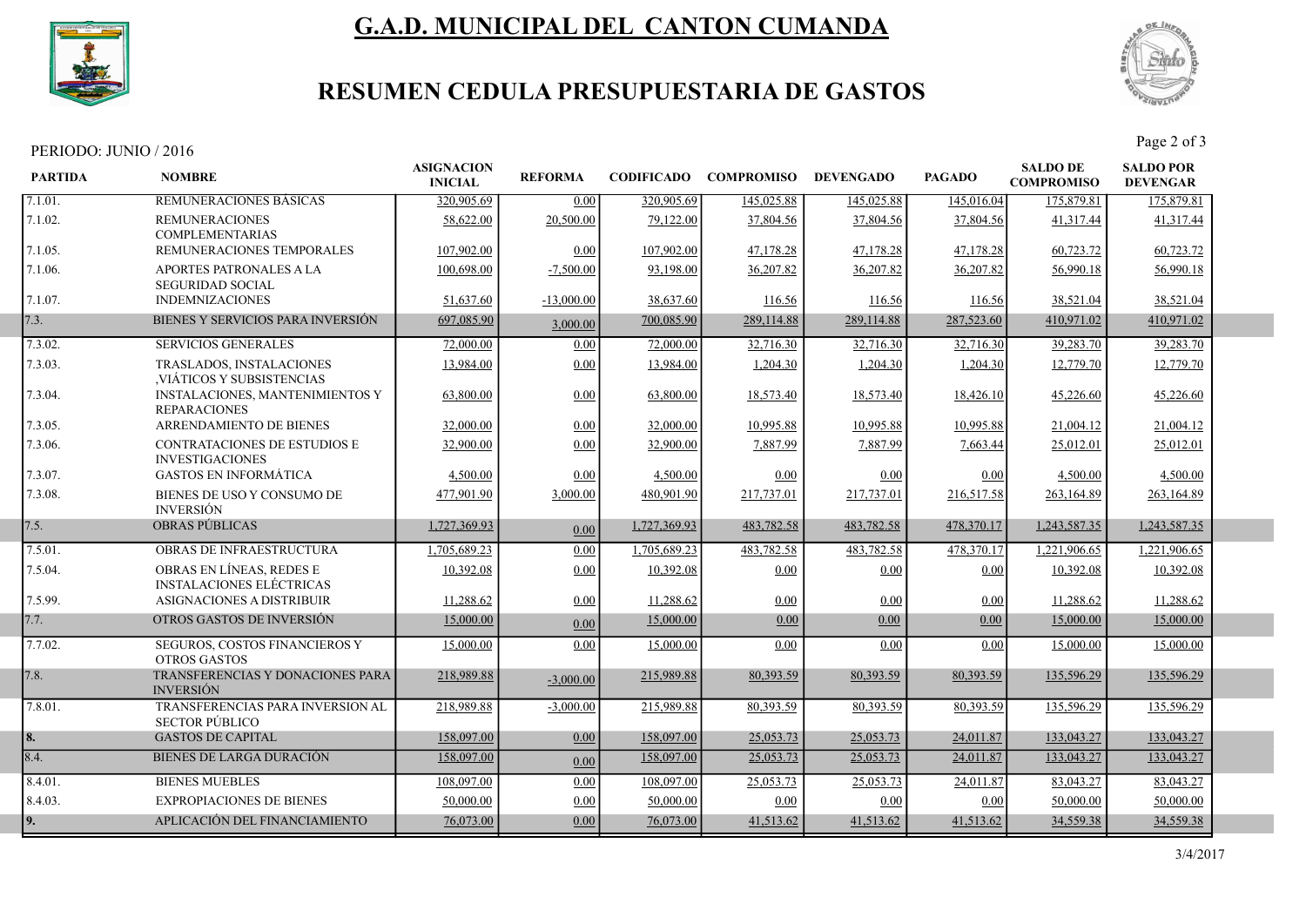# G.A.D. MUNICIPAL DEL CANTON CUMANDA

## RESUMEN CEDULA PRESUPUESTARIA DE GASTOS

PERIODO: JUNIO / 2016

| PARTIDA | NOMBRE | ASIGNACION INICIAL | REFORMA | CODIFICADO | COMPROMISO | DEVENGADO | PAGADO | SALDO DE COMPROMISO | SALDO POR DEVENGAR |
|---|---|---|---|---|---|---|---|---|---|
| 7.1.01. | REMUNERACIONES BÁSICAS | 320,905.69 | 0.00 | 320,905.69 | 145,025.88 | 145,025.88 | 145,016.04 | 175,879.81 | 175,879.81 |
| 7.1.02. | REMUNERACIONES COMPLEMENTARIAS | 58,622.00 | 20,500.00 | 79,122.00 | 37,804.56 | 37,804.56 | 37,804.56 | 41,317.44 | 41,317.44 |
| 7.1.05. | REMUNERACIONES TEMPORALES | 107,902.00 | 0.00 | 107,902.00 | 47,178.28 | 47,178.28 | 47,178.28 | 60,723.72 | 60,723.72 |
| 7.1.06. | APORTES PATRONALES A LA SEGURIDAD SOCIAL | 100,698.00 | -7,500.00 | 93,198.00 | 36,207.82 | 36,207.82 | 36,207.82 | 56,990.18 | 56,990.18 |
| 7.1.07. | INDEMNIZACIONES | 51,637.60 | -13,000.00 | 38,637.60 | 116.56 | 116.56 | 116.56 | 38,521.04 | 38,521.04 |
| 7.3. | BIENES Y SERVICIOS PARA INVERSIÓN | 697,085.90 | 3,000.00 | 700,085.90 | 289,114.88 | 289,114.88 | 287,523.60 | 410,971.02 | 410,971.02 |
| 7.3.02. | SERVICIOS GENERALES | 72,000.00 | 0.00 | 72,000.00 | 32,716.30 | 32,716.30 | 32,716.30 | 39,283.70 | 39,283.70 |
| 7.3.03. | TRASLADOS, INSTALACIONES ,VIÁTICOS Y SUBSISTENCIAS | 13,984.00 | 0.00 | 13,984.00 | 1,204.30 | 1,204.30 | 1,204.30 | 12,779.70 | 12,779.70 |
| 7.3.04. | INSTALACIONES, MANTENIMIENTOS Y REPARACIONES | 63,800.00 | 0.00 | 63,800.00 | 18,573.40 | 18,573.40 | 18,426.10 | 45,226.60 | 45,226.60 |
| 7.3.05. | ARRENDAMIENTO DE BIENES | 32,000.00 | 0.00 | 32,000.00 | 10,995.88 | 10,995.88 | 10,995.88 | 21,004.12 | 21,004.12 |
| 7.3.06. | CONTRATACIONES DE ESTUDIOS E INVESTIGACIONES | 32,900.00 | 0.00 | 32,900.00 | 7,887.99 | 7,887.99 | 7,663.44 | 25,012.01 | 25,012.01 |
| 7.3.07. | GASTOS EN INFORMÁTICA | 4,500.00 | 0.00 | 4,500.00 | 0.00 | 0.00 | 0.00 | 4,500.00 | 4,500.00 |
| 7.3.08. | BIENES DE USO Y CONSUMO DE INVERSIÓN | 477,901.90 | 3,000.00 | 480,901.90 | 217,737.01 | 217,737.01 | 216,517.58 | 263,164.89 | 263,164.89 |
| 7.5. | OBRAS PÚBLICAS | 1,727,369.93 | 0.00 | 1,727,369.93 | 483,782.58 | 483,782.58 | 478,370.17 | 1,243,587.35 | 1,243,587.35 |
| 7.5.01. | OBRAS DE INFRAESTRUCTURA | 1,705,689.23 | 0.00 | 1,705,689.23 | 483,782.58 | 483,782.58 | 478,370.17 | 1,221,906.65 | 1,221,906.65 |
| 7.5.04. | OBRAS EN LÍNEAS, REDES E INSTALACIONES ELÉCTRICAS | 10,392.08 | 0.00 | 10,392.08 | 0.00 | 0.00 | 0.00 | 10,392.08 | 10,392.08 |
| 7.5.99. | ASIGNACIONES A DISTRIBUIR | 11,288.62 | 0.00 | 11,288.62 | 0.00 | 0.00 | 0.00 | 11,288.62 | 11,288.62 |
| 7.7. | OTROS GASTOS DE INVERSIÓN | 15,000.00 | 0.00 | 15,000.00 | 0.00 | 0.00 | 0.00 | 15,000.00 | 15,000.00 |
| 7.7.02. | SEGUROS, COSTOS FINANCIEROS Y OTROS GASTOS | 15,000.00 | 0.00 | 15,000.00 | 0.00 | 0.00 | 0.00 | 15,000.00 | 15,000.00 |
| 7.8. | TRANSFERENCIAS Y DONACIONES PARA INVERSIÓN | 218,989.88 | -3,000.00 | 215,989.88 | 80,393.59 | 80,393.59 | 80,393.59 | 135,596.29 | 135,596.29 |
| 7.8.01. | TRANSFERENCIAS PARA INVERSION AL SECTOR PÚBLICO | 218,989.88 | -3,000.00 | 215,989.88 | 80,393.59 | 80,393.59 | 80,393.59 | 135,596.29 | 135,596.29 |
| 8. | GASTOS DE CAPITAL | 158,097.00 | 0.00 | 158,097.00 | 25,053.73 | 25,053.73 | 24,011.87 | 133,043.27 | 133,043.27 |
| 8.4. | BIENES DE LARGA DURACIÓN | 158,097.00 | 0.00 | 158,097.00 | 25,053.73 | 25,053.73 | 24,011.87 | 133,043.27 | 133,043.27 |
| 8.4.01. | BIENES MUEBLES | 108,097.00 | 0.00 | 108,097.00 | 25,053.73 | 25,053.73 | 24,011.87 | 83,043.27 | 83,043.27 |
| 8.4.03. | EXPROPIACIONES DE BIENES | 50,000.00 | 0.00 | 50,000.00 | 0.00 | 0.00 | 0.00 | 50,000.00 | 50,000.00 |
| 9. | APLICACIÓN DEL FINANCIAMIENTO | 76,073.00 | 0.00 | 76,073.00 | 41,513.62 | 41,513.62 | 41,513.62 | 34,559.38 | 34,559.38 |

3/4/2017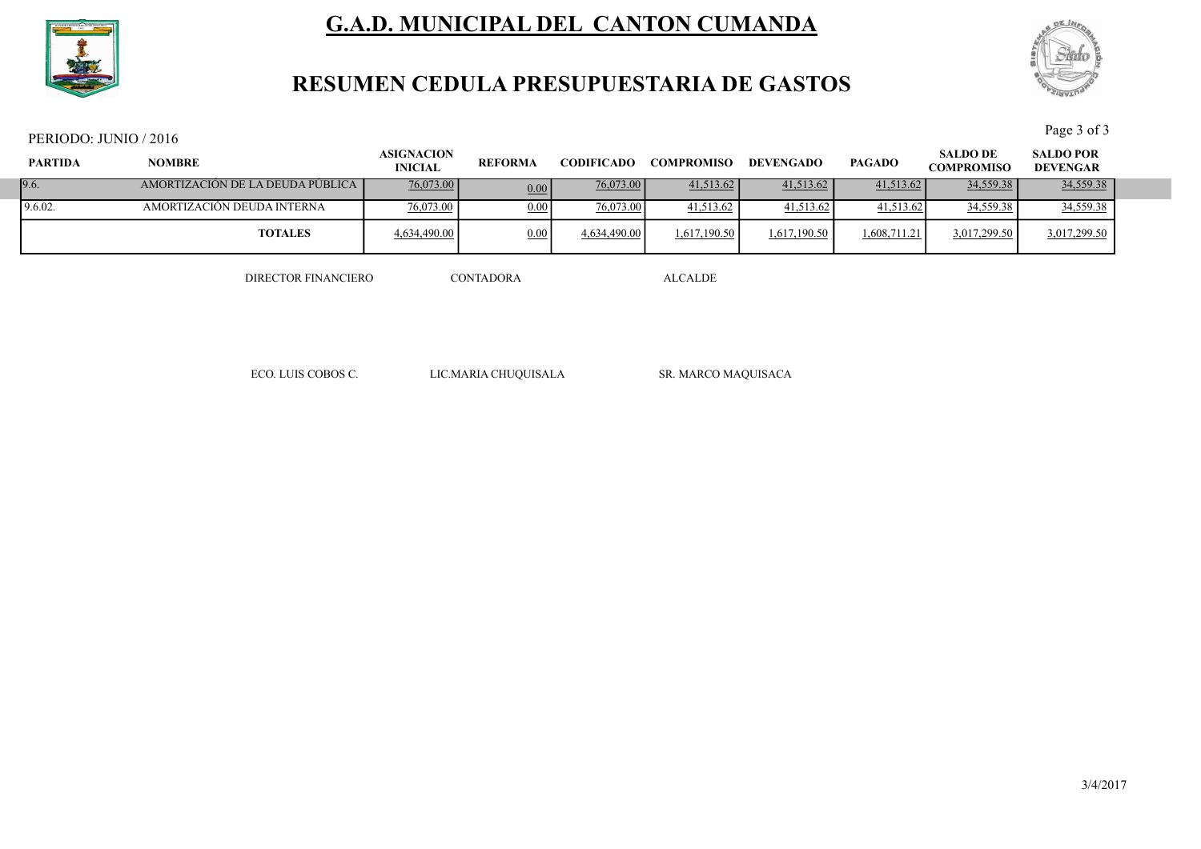# G.A.D. MUNICIPAL DEL CANTON CUMANDA

## RESUMEN CEDULA PRESUPUESTARIA DE GASTOS

PERIODO: JUNIO / 2016

| PARTIDA | NOMBRE | ASIGNACION INICIAL | REFORMA | CODIFICADO | COMPROMISO | DEVENGADO | PAGADO | SALDO DE COMPROMISO | SALDO POR DEVENGAR |
|---|---|---|---|---|---|---|---|---|---|
| 9.6. | AMORTIZACIÓN DE LA DEUDA PÚBLICA | 76,073.00 | 0.00 | 76,073.00 | 41,513.62 | 41,513.62 | 41,513.62 | 34,559.38 | 34,559.38 |
| 9.6.02. | AMORTIZACIÓN DEUDA INTERNA | 76,073.00 | 0.00 | 76,073.00 | 41,513.62 | 41,513.62 | 41,513.62 | 34,559.38 | 34,559.38 |
| | **TOTALES** | 4,634,490.00 | 0.00 | 4,634,490.00 | 1,617,190.50 | 1,617,190.50 | 1,608,711.21 | 3,017,299.50 | 3,017,299.50 |

DIRECTOR FINANCIERO　　　　CONTADORA　　　　ALCALDE

ECO. LUIS COBOS C.　　　　LIC.MARIA CHUQUISALA　　　　SR. MARCO MAQUISACA

3/4/2017